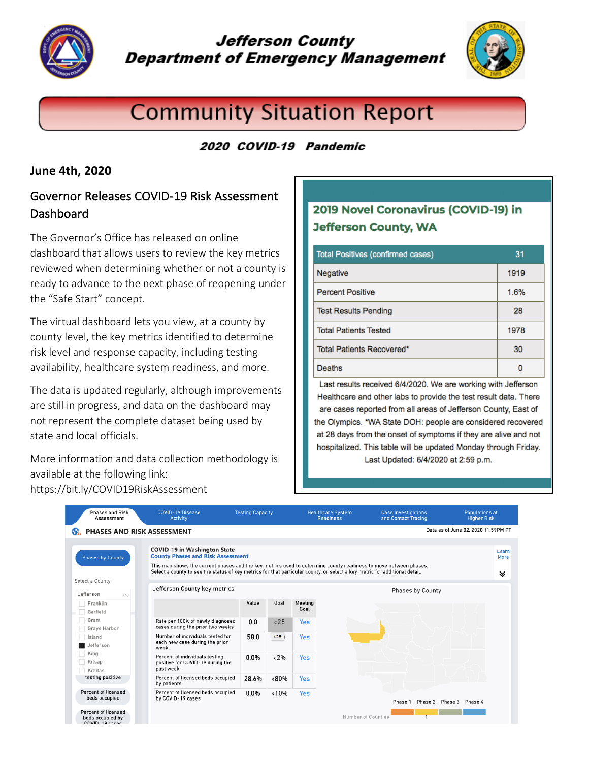# Jefferson County Department of Emergency Management

# Community Situation Report

**2020 COVID-19 Pandemic**

**June 4th, 2020**

## Governor Releases COVID-19 Risk Assessment Dashboard

The Governor's Office has released on online dashboard that allows users to review the key metrics reviewed when determining whether or not a county is ready to advance to the next phase of reopening under the "Safe Start" concept.

The virtual dashboard lets you view, at a county by county level, the key metrics identified to determine risk level and response capacity, including testing availability, healthcare system readiness, and more.

The data is updated regularly, although improvements are still in progress, and data on the dashboard may not represent the complete dataset being used by state and local officials.

More information and data collection methodology is available at the following link:
https://bit.ly/COVID19RiskAssessment

### 2019 Novel Coronavirus (COVID-19) in Jefferson County, WA

| Total Positives (confirmed cases) | 31 |
| --- | --- |
| Negative | 1919 |
| Percent Positive | 1.6% |
| Test Results Pending | 28 |
| Total Patients Tested | 1978 |
| Total Patients Recovered* | 30 |
| Deaths | 0 |

Last results received 6/4/2020. We are working with Jefferson Healthcare and other labs to provide the test result data. There are cases reported from all areas of Jefferson County, East of the Olympics. *WA State DOH: people are considered recovered at 28 days from the onset of symptoms if they are alive and not hospitalized. This table will be updated Monday through Friday. Last Updated: 6/4/2020 at 2:59 p.m.

Phases and Risk Assessment | COVID-19 Disease Activity | Testing Capacity | Healthcare System Readiness | Case Investigations and Contact Tracing | Populations at Higher Risk

**PHASES AND RISK ASSESSMENT** — Data as of June 02, 2020 11:59PM PT

**COVID-19 in Washington State**
**County Phases and Risk Assessment**

This map shows the current phases and the key metrics used to determine county readiness to move between phases. Select a county to see the status of key metrics for that particular county, or select a key metric for additional detail.

Jefferson County key metrics

| | Value | Goal | Meeting Goal |
| --- | --- | --- | --- |
| Rate per 100K of newly diagnosed cases during the prior two weeks | 0.0 | <25 | Yes |
| Number of individuals tested for each new case during the prior week | 58.0 | <25 | Yes |
| Percent of individuals testing positive for COVID-19 during the past week | 0.0% | <2% | Yes |
| Percent of licensed beds occupied by patients | 28.6% | <80% | Yes |
| Percent of licensed beds occupied by COVID-19 cases | 0.0% | <10% | Yes |

Phases by County: Phase 1, Phase 2, Phase 3, Phase 4 — Number of Counties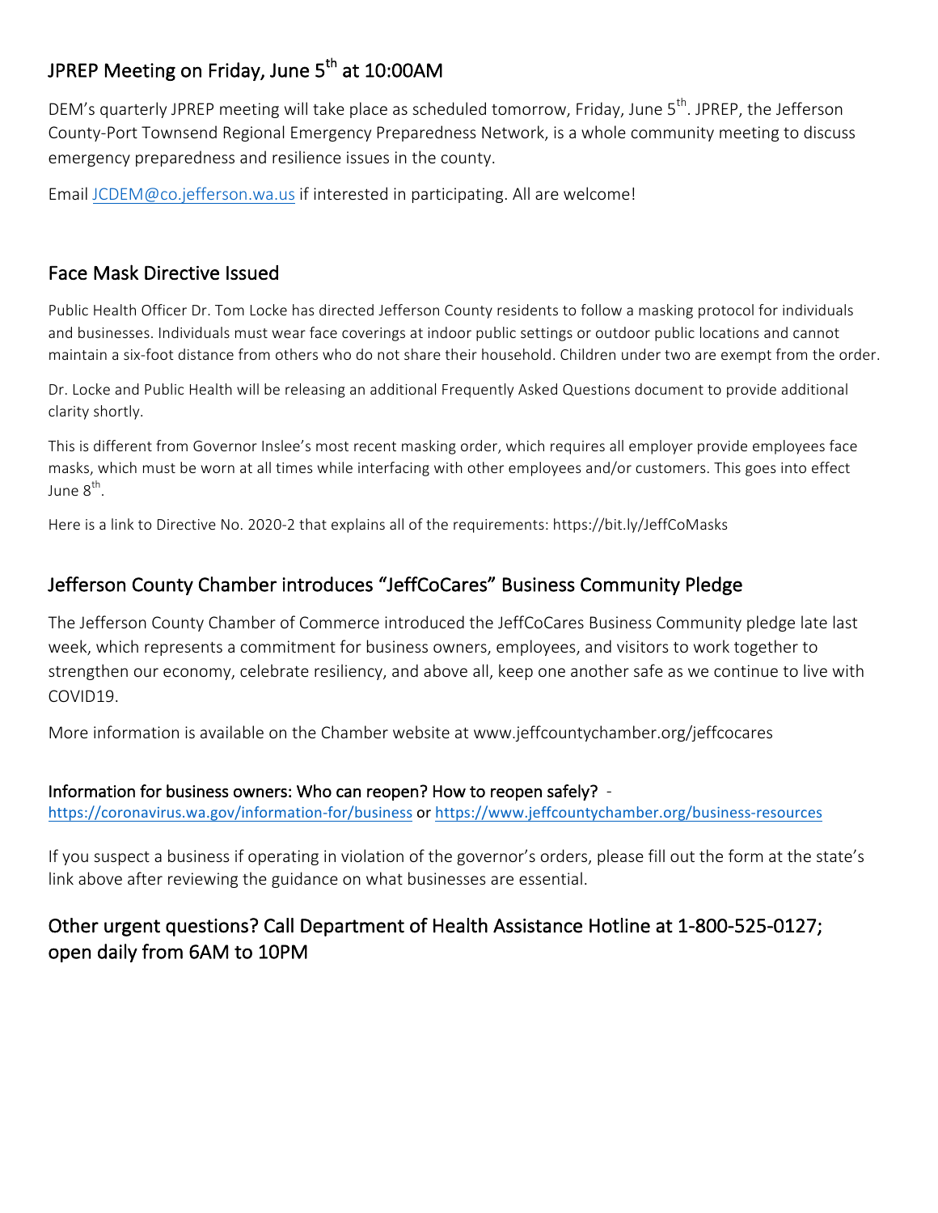## JPREP Meeting on Friday, June 5th at 10:00AM

DEM's quarterly JPREP meeting will take place as scheduled tomorrow, Friday, June 5th. JPREP, the Jefferson County-Port Townsend Regional Emergency Preparedness Network, is a whole community meeting to discuss emergency preparedness and resilience issues in the county.

Email JCDEM@co.jefferson.wa.us if interested in participating. All are welcome!

## Face Mask Directive Issued

Public Health Officer Dr. Tom Locke has directed Jefferson County residents to follow a masking protocol for individuals and businesses. Individuals must wear face coverings at indoor public settings or outdoor public locations and cannot maintain a six-foot distance from others who do not share their household. Children under two are exempt from the order.

Dr. Locke and Public Health will be releasing an additional Frequently Asked Questions document to provide additional clarity shortly.

This is different from Governor Inslee's most recent masking order, which requires all employer provide employees face masks, which must be worn at all times while interfacing with other employees and/or customers. This goes into effect June 8th.

Here is a link to Directive No. 2020-2 that explains all of the requirements: https://bit.ly/JeffCoMasks

## Jefferson County Chamber introduces "JeffCoCares" Business Community Pledge

The Jefferson County Chamber of Commerce introduced the JeffCoCares Business Community pledge late last week, which represents a commitment for business owners, employees, and visitors to work together to strengthen our economy, celebrate resiliency, and above all, keep one another safe as we continue to live with COVID19.

More information is available on the Chamber website at www.jeffcountychamber.org/jeffcocares

### Information for business owners: Who can reopen? How to reopen safely? -

https://coronavirus.wa.gov/information-for/business or https://www.jeffcountychamber.org/business-resources

If you suspect a business if operating in violation of the governor's orders, please fill out the form at the state's link above after reviewing the guidance on what businesses are essential.

## Other urgent questions? Call Department of Health Assistance Hotline at 1-800-525-0127; open daily from 6AM to 10PM